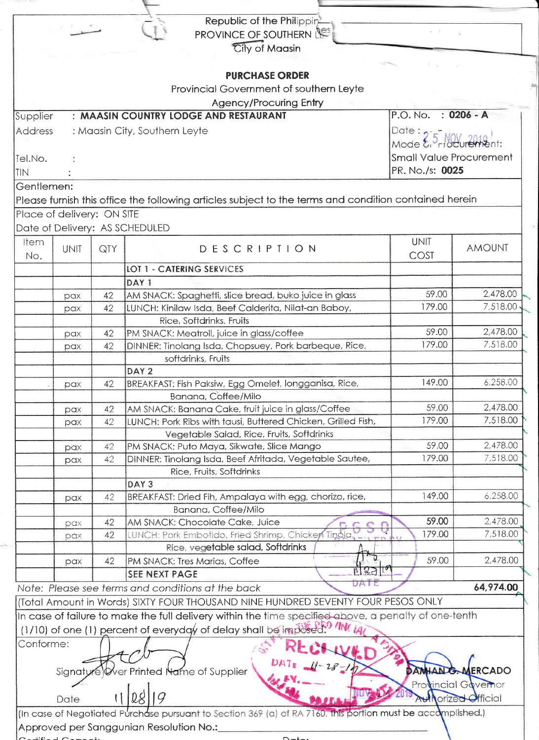Republic of the Philippines
PROVINCE OF SOUTHERN LEYTE
City of Maasin

## PURCHASE ORDER

Provincial Government of southern Leyte
Agency/Procuring Entry

| | |
|---|---|
| Supplier : **MAASIN COUNTRY LODGE AND RESTAURANT** | P.O. No. : **0206 - A** |
| Address : Maasin City, Southern Leyte | Date : 25 NOV 2019 |
| | Mode of Procurement: |
| Tel.No. : | Small Value Procurement |
| TIN : | PR. No./s: **0025** |

Gentlemen:
Please furnish this office the following articles subject to the terms and condition contained herein

Place of delivery: ON SITE
Date of Delivery: AS SCHEDULED

| Item No. | UNIT | QTY | DESCRIPTION | UNIT COST | AMOUNT |
|---|---|---|---|---|---|
| | | | **LOT 1 - CATERING SERVICES** | | |
| | | | **DAY 1** | | |
| | pax | 42 | AM SNACK: Spaghetti, slice bread, buko juice in glass | 59.00 | 2,478.00 |
| | pax | 42 | LUNCH: Kinilaw Isda, Beef Calderita, Nilat-an Baboy, Rice, Softdrinks, Fruits | 179.00 | 7,518.00 |
| | pax | 42 | PM SNACK: Meatroll, juice in glass/coffee | 59.00 | 2,478.00 |
| | pax | 42 | DINNER: Tinolang Isda, Chopsuey, Pork barbeque, Rice, softdrinks, Fruits | 179.00 | 7,518.00 |
| | | | **DAY 2** | | |
| | pax | 42 | BREAKFAST: Fish Paksiw, Egg Omelet, longganisa, Rice, Banana, Coffee/Milo | 149.00 | 6,258.00 |
| | pax | 42 | AM SNACK: Banana Cake, fruit juice in glass/Coffee | 59.00 | 2,478.00 |
| | pax | 42 | LUNCH: Pork Ribs with tausi, Buttered Chicken, Grilled Fish, Vegetable Salad, Rice, Fruits, Softdrinks | 179.00 | 7,518.00 |
| | pax | 42 | PM SNACK: Puto Maya, Sikwate, Slice Mango | 59.00 | 2,478.00 |
| | pax | 42 | DINNER: Tinolang Isda, Beef Afritada, Vegetable Sautee, Rice, Fruits, Softdrinks | 179.00 | 7,518.00 |
| | | | **DAY 3** | | |
| | pax | 42 | BREAKFAST: Dried Fih, Ampalaya with egg, chorizo, rice, Banana, Coffee/Milo | 149.00 | 6,258.00 |
| | pax | 42 | AM SNACK: Chocolate Cake, Juice | 59.00 | 2,478.00 |
| | pax | 42 | LUNCH: Pork Embotido, Fried Shrimp, Chicken Tinola, Rice, vegetable salad, Softdrinks | 179.00 | 7,518.00 |
| | pax | 42 | PM SNACK: Tres Marias, Coffee | 59.00 | 2,478.00 |
| | | | **SEE NEXT PAGE** | | |

*Note: Please see terms and conditions at the back* **64,974.00**

(Total Amount in Words) SIXTY FOUR THOUSAND NINE HUNDRED SEVENTY FOUR PESOS ONLY

In case of failure to make the full delivery within the time specified above, a penalty of one-tenth (1/10) of one (1) percent of everyday of delay shall be imposed.

Conforme:

Signature Over Printed Name of Supplier

Date 11/28/19

RECEIVED DATE 11-28-19

**DAMIAN G. MERCADO**
Provincial Governor
Authorized Official

(In case of Negotiated Purchase pursuant to Section 369 (a) of RA 7160, this portion must be accomplished.)

Approved per Sanggunian Resolution No.:_______________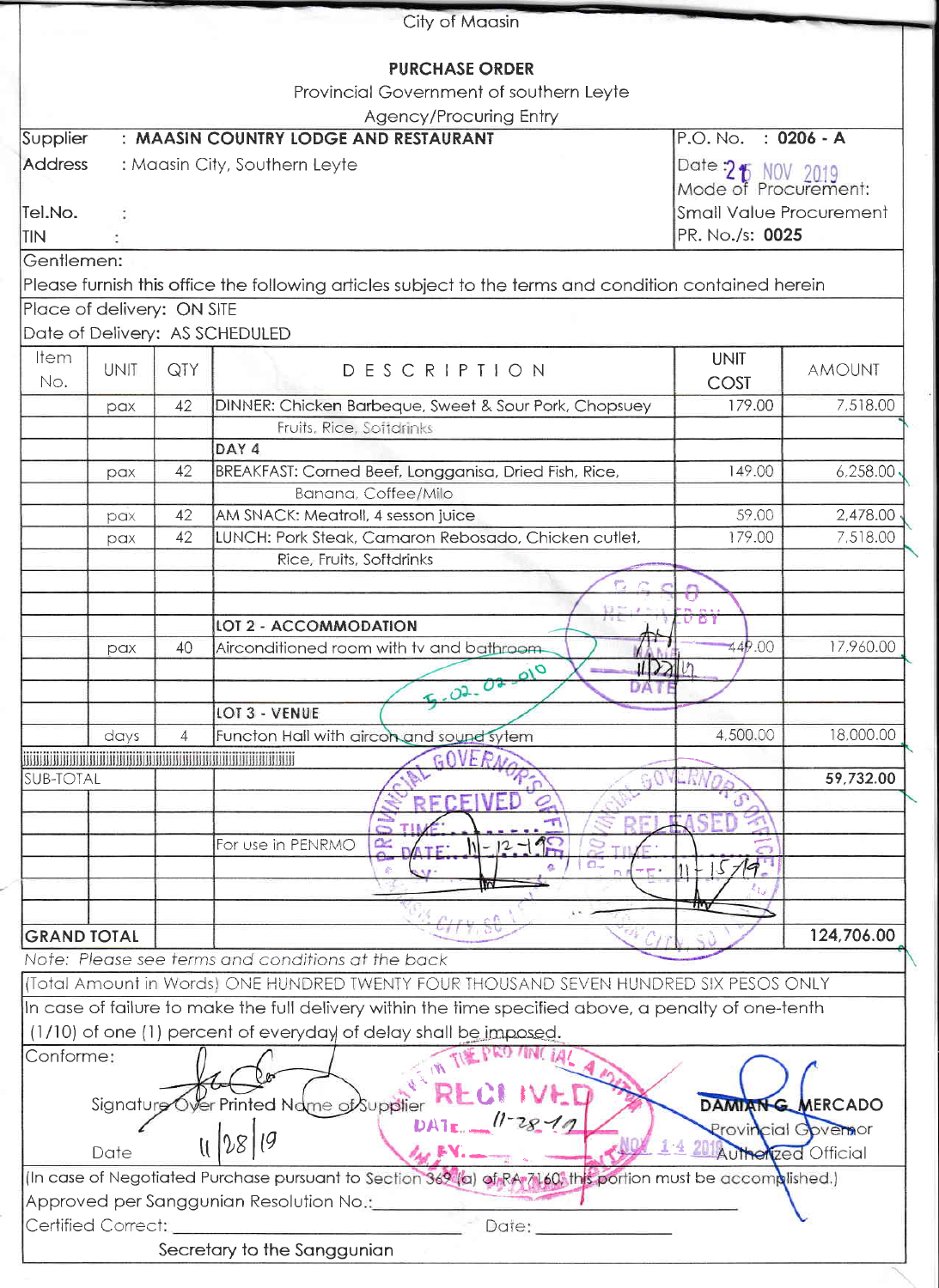City of Maasin

# PURCHASE ORDER

Provincial Government of southern Leyte

Agency/Procuring Entry

| | | | |
|---|---|---|---|
| Supplier | : **MAASIN COUNTRY LODGE AND RESTAURANT** | P.O. No. | : **0206 - A** |
| Address | : Maasin City, Southern Leyte | Date | 25 NOV 2019 |
| | | Mode of Procurement: | |
| Tel.No. | : | Small Value Procurement | |
| TIN | : | PR. No./s: | **0025** |

Gentlemen:

Please furnish this office the following articles subject to the terms and condition contained herein

Place of delivery: ON SITE

Date of Delivery: AS SCHEDULED

| Item No. | UNIT | QTY | DESCRIPTION | UNIT COST | AMOUNT |
|---|---|---|---|---|---|
| | pax | 42 | DINNER: Chicken Barbeque, Sweet & Sour Pork, Chopsuey | 179.00 | 7,518.00 |
| | | | Fruits, Rice, Softdrinks | | |
| | | | DAY 4 | | |
| | pax | 42 | BREAKFAST: Corned Beef, Longganisa, Dried Fish, Rice, | 149.00 | 6,258.00 |
| | | | Banana, Coffee/Milo | | |
| | pax | 42 | AM SNACK: Meatroll, 4 sesson juice | 59.00 | 2,478.00 |
| | pax | 42 | LUNCH: Pork Steak, Camaron Rebosado, Chicken cutlet, | 179.00 | 7,518.00 |
| | | | Rice, Fruits, Softdrinks | | |
| | | | | | |
| | | | LOT 2 - ACCOMMODATION | | |
| | pax | 40 | Airconditioned room with tv and bathroom | 449.00 | 17,960.00 |
| | | | | | |
| | | | LOT 3 - VENUE | | |
| | days | 4 | Functon Hall with aircon and sound sytem | 4,500.00 | 18,000.00 |
| SUB-TOTAL | | | | | **59,732.00** |
| | | | For use in PENRMO | | |
| **GRAND TOTAL** | | | | | **124,706.00** |

*Note: Please see terms and conditions at the back*

(Total Amount in Words) ONE HUNDRED TWENTY FOUR THOUSAND SEVEN HUNDRED SIX PESOS ONLY

In case of failure to make the full delivery within the time specified above, a penalty of one-tenth (1/10) of one (1) percent of everyday of delay shall be imposed.

Conforme:

Signature Over Printed Name of Supplier

Date 11/28/19

**DAMIAN G. MERCADO**
Provincial Governor
Authorized Official

(In case of Negotiated Purchase pursuant to Section 369 (a) of RA 7160, this portion must be accomplished.)

Approved per Sanggunian Resolution No.:

Certified Correct: ______________ Date: ______________

Secretary to the Sanggunian